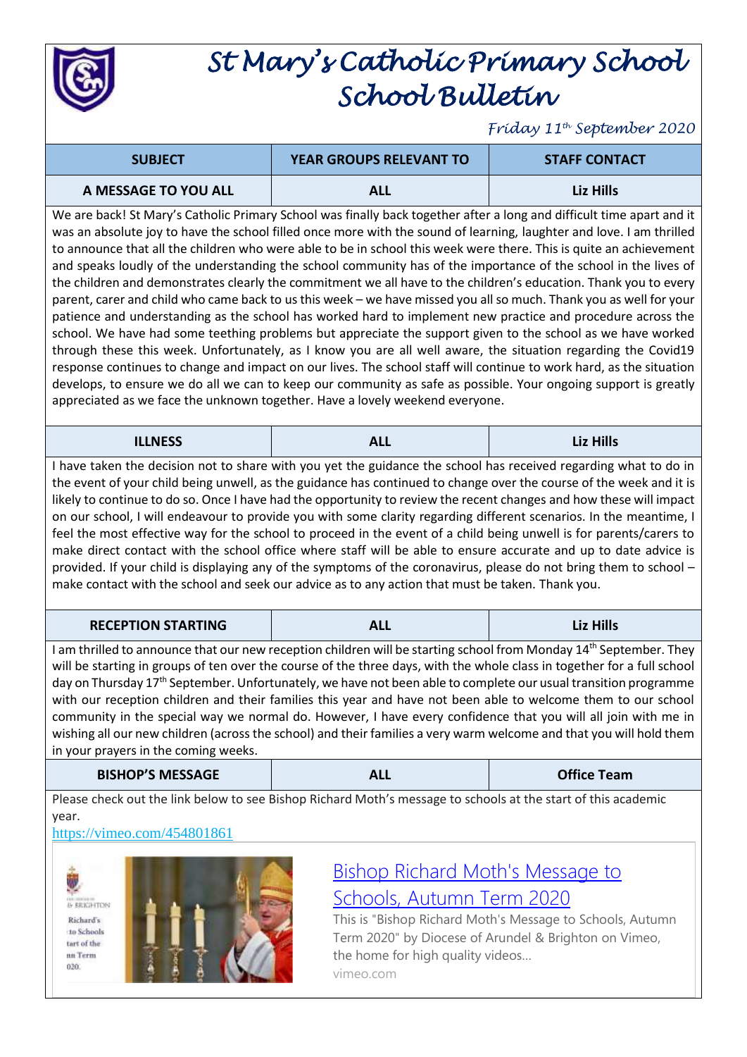# St Mary's Catholic Primary School
# School Bulletin

*Friday 11th September 2020*

| SUBJECT | YEAR GROUPS RELEVANT TO | STAFF CONTACT |
|---|---|---|
| A MESSAGE TO YOU ALL | ALL | Liz Hills |

We are back! St Mary's Catholic Primary School was finally back together after a long and difficult time apart and it was an absolute joy to have the school filled once more with the sound of learning, laughter and love. I am thrilled to announce that all the children who were able to be in school this week were there. This is quite an achievement and speaks loudly of the understanding the school community has of the importance of the school in the lives of the children and demonstrates clearly the commitment we all have to the children's education. Thank you to every parent, carer and child who came back to us this week – we have missed you all so much. Thank you as well for your patience and understanding as the school has worked hard to implement new practice and procedure across the school. We have had some teething problems but appreciate the support given to the school as we have worked through these this week. Unfortunately, as I know you are all well aware, the situation regarding the Covid19 response continues to change and impact on our lives. The school staff will continue to work hard, as the situation develops, to ensure we do all we can to keep our community as safe as possible. Your ongoing support is greatly appreciated as we face the unknown together. Have a lovely weekend everyone.

| SUBJECT | YEAR GROUPS RELEVANT TO | STAFF CONTACT |
|---|---|---|
| ILLNESS | ALL | Liz Hills |

I have taken the decision not to share with you yet the guidance the school has received regarding what to do in the event of your child being unwell, as the guidance has continued to change over the course of the week and it is likely to continue to do so. Once I have had the opportunity to review the recent changes and how these will impact on our school, I will endeavour to provide you with some clarity regarding different scenarios. In the meantime, I feel the most effective way for the school to proceed in the event of a child being unwell is for parents/carers to make direct contact with the school office where staff will be able to ensure accurate and up to date advice is provided. If your child is displaying any of the symptoms of the coronavirus, please do not bring them to school – make contact with the school and seek our advice as to any action that must be taken. Thank you.

| SUBJECT | YEAR GROUPS RELEVANT TO | STAFF CONTACT |
|---|---|---|
| RECEPTION STARTING | ALL | Liz Hills |

I am thrilled to announce that our new reception children will be starting school from Monday 14th September. They will be starting in groups of ten over the course of the three days, with the whole class in together for a full school day on Thursday 17th September. Unfortunately, we have not been able to complete our usual transition programme with our reception children and their families this year and have not been able to welcome them to our school community in the special way we normal do. However, I have every confidence that you will all join with me in wishing all our new children (across the school) and their families a very warm welcome and that you will hold them in your prayers in the coming weeks.

| SUBJECT | YEAR GROUPS RELEVANT TO | STAFF CONTACT |
|---|---|---|
| BISHOP'S MESSAGE | ALL | Office Team |

Please check out the link below to see Bishop Richard Moth's message to schools at the start of this academic year.

https://vimeo.com/454801861

[Bishop Richard Moth's Message to Schools, Autumn Term 2020](https://vimeo.com/454801861)

This is "Bishop Richard Moth's Message to Schools, Autumn Term 2020" by Diocese of Arundel & Brighton on Vimeo, the home for high quality videos…

vimeo.com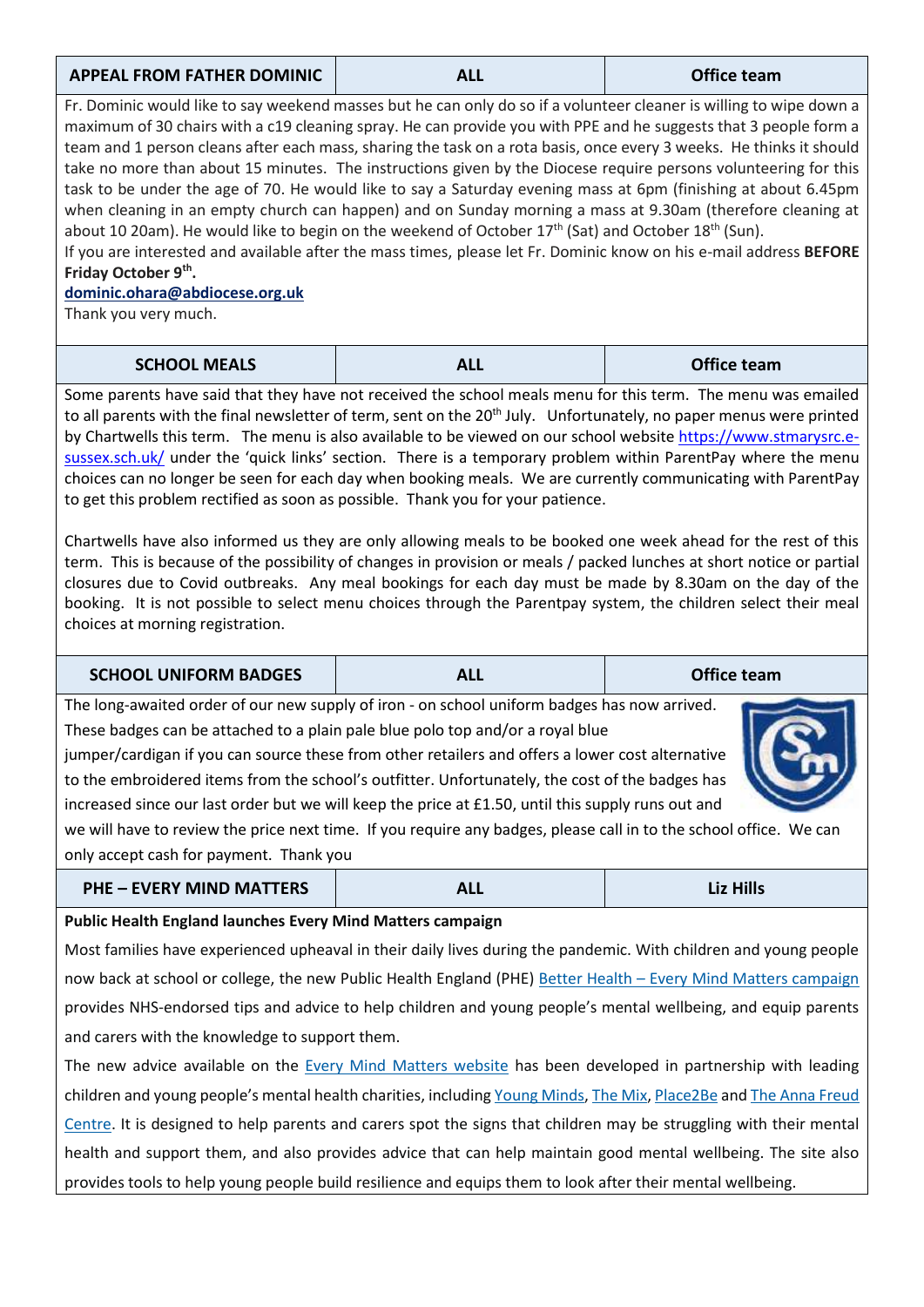| APPEAL FROM FATHER DOMINIC | ALL | Office team |
|---|---|---|

Fr. Dominic would like to say weekend masses but he can only do so if a volunteer cleaner is willing to wipe down a maximum of 30 chairs with a c19 cleaning spray. He can provide you with PPE and he suggests that 3 people form a team and 1 person cleans after each mass, sharing the task on a rota basis, once every 3 weeks. He thinks it should take no more than about 15 minutes. The instructions given by the Diocese require persons volunteering for this task to be under the age of 70. He would like to say a Saturday evening mass at 6pm (finishing at about 6.45pm when cleaning in an empty church can happen) and on Sunday morning a mass at 9.30am (therefore cleaning at about 10 20am). He would like to begin on the weekend of October 17th (Sat) and October 18th (Sun).

If you are interested and available after the mass times, please let Fr. Dominic know on his e-mail address **BEFORE Friday October 9th.**

**dominic.ohara@abdiocese.org.uk**

Thank you very much.

| SCHOOL MEALS | ALL | Office team |
|---|---|---|

Some parents have said that they have not received the school meals menu for this term. The menu was emailed to all parents with the final newsletter of term, sent on the 20th July. Unfortunately, no paper menus were printed by Chartwells this term. The menu is also available to be viewed on our school website https://www.stmarysrc.e-sussex.sch.uk/ under the 'quick links' section. There is a temporary problem within ParentPay where the menu choices can no longer be seen for each day when booking meals. We are currently communicating with ParentPay to get this problem rectified as soon as possible. Thank you for your patience.

Chartwells have also informed us they are only allowing meals to be booked one week ahead for the rest of this term. This is because of the possibility of changes in provision or meals / packed lunches at short notice or partial closures due to Covid outbreaks. Any meal bookings for each day must be made by 8.30am on the day of the booking. It is not possible to select menu choices through the Parentpay system, the children select their meal choices at morning registration.

| SCHOOL UNIFORM BADGES | ALL | Office team |
|---|---|---|

The long-awaited order of our new supply of iron - on school uniform badges has now arrived. These badges can be attached to a plain pale blue polo top and/or a royal blue jumper/cardigan if you can source these from other retailers and offers a lower cost alternative to the embroidered items from the school's outfitter. Unfortunately, the cost of the badges has increased since our last order but we will keep the price at £1.50, until this supply runs out and we will have to review the price next time. If you require any badges, please call in to the school office. We can only accept cash for payment. Thank you

| PHE – EVERY MIND MATTERS | ALL | Liz Hills |
|---|---|---|

**Public Health England launches Every Mind Matters campaign**

Most families have experienced upheaval in their daily lives during the pandemic. With children and young people now back at school or college, the new Public Health England (PHE) Better Health – Every Mind Matters campaign provides NHS-endorsed tips and advice to help children and young people's mental wellbeing, and equip parents and carers with the knowledge to support them.

The new advice available on the Every Mind Matters website has been developed in partnership with leading children and young people's mental health charities, including Young Minds, The Mix, Place2Be and The Anna Freud Centre. It is designed to help parents and carers spot the signs that children may be struggling with their mental health and support them, and also provides advice that can help maintain good mental wellbeing. The site also provides tools to help young people build resilience and equips them to look after their mental wellbeing.